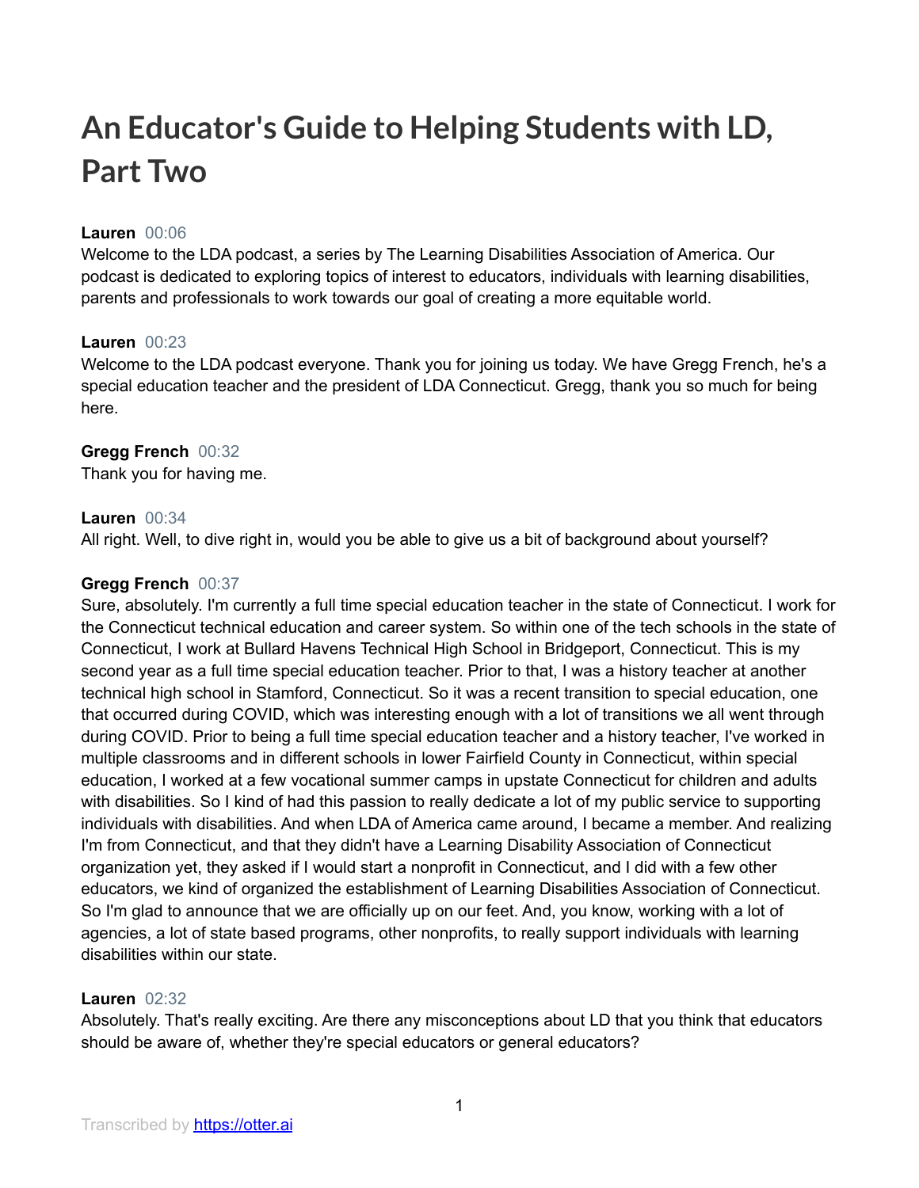# An Educator's Guide to Helping Students with LD, Part Two

**Lauren** 00:06
Welcome to the LDA podcast, a series by The Learning Disabilities Association of America. Our podcast is dedicated to exploring topics of interest to educators, individuals with learning disabilities, parents and professionals to work towards our goal of creating a more equitable world.

**Lauren** 00:23
Welcome to the LDA podcast everyone. Thank you for joining us today. We have Gregg French, he's a special education teacher and the president of LDA Connecticut. Gregg, thank you so much for being here.

**Gregg French** 00:32
Thank you for having me.

**Lauren** 00:34
All right. Well, to dive right in, would you be able to give us a bit of background about yourself?

**Gregg French** 00:37
Sure, absolutely. I'm currently a full time special education teacher in the state of Connecticut. I work for the Connecticut technical education and career system. So within one of the tech schools in the state of Connecticut, I work at Bullard Havens Technical High School in Bridgeport, Connecticut. This is my second year as a full time special education teacher. Prior to that, I was a history teacher at another technical high school in Stamford, Connecticut. So it was a recent transition to special education, one that occurred during COVID, which was interesting enough with a lot of transitions we all went through during COVID. Prior to being a full time special education teacher and a history teacher, I've worked in multiple classrooms and in different schools in lower Fairfield County in Connecticut, within special education, I worked at a few vocational summer camps in upstate Connecticut for children and adults with disabilities. So I kind of had this passion to really dedicate a lot of my public service to supporting individuals with disabilities. And when LDA of America came around, I became a member. And realizing I'm from Connecticut, and that they didn't have a Learning Disability Association of Connecticut organization yet, they asked if I would start a nonprofit in Connecticut, and I did with a few other educators, we kind of organized the establishment of Learning Disabilities Association of Connecticut. So I'm glad to announce that we are officially up on our feet. And, you know, working with a lot of agencies, a lot of state based programs, other nonprofits, to really support individuals with learning disabilities within our state.

**Lauren** 02:32
Absolutely. That's really exciting. Are there any misconceptions about LD that you think that educators should be aware of, whether they're special educators or general educators?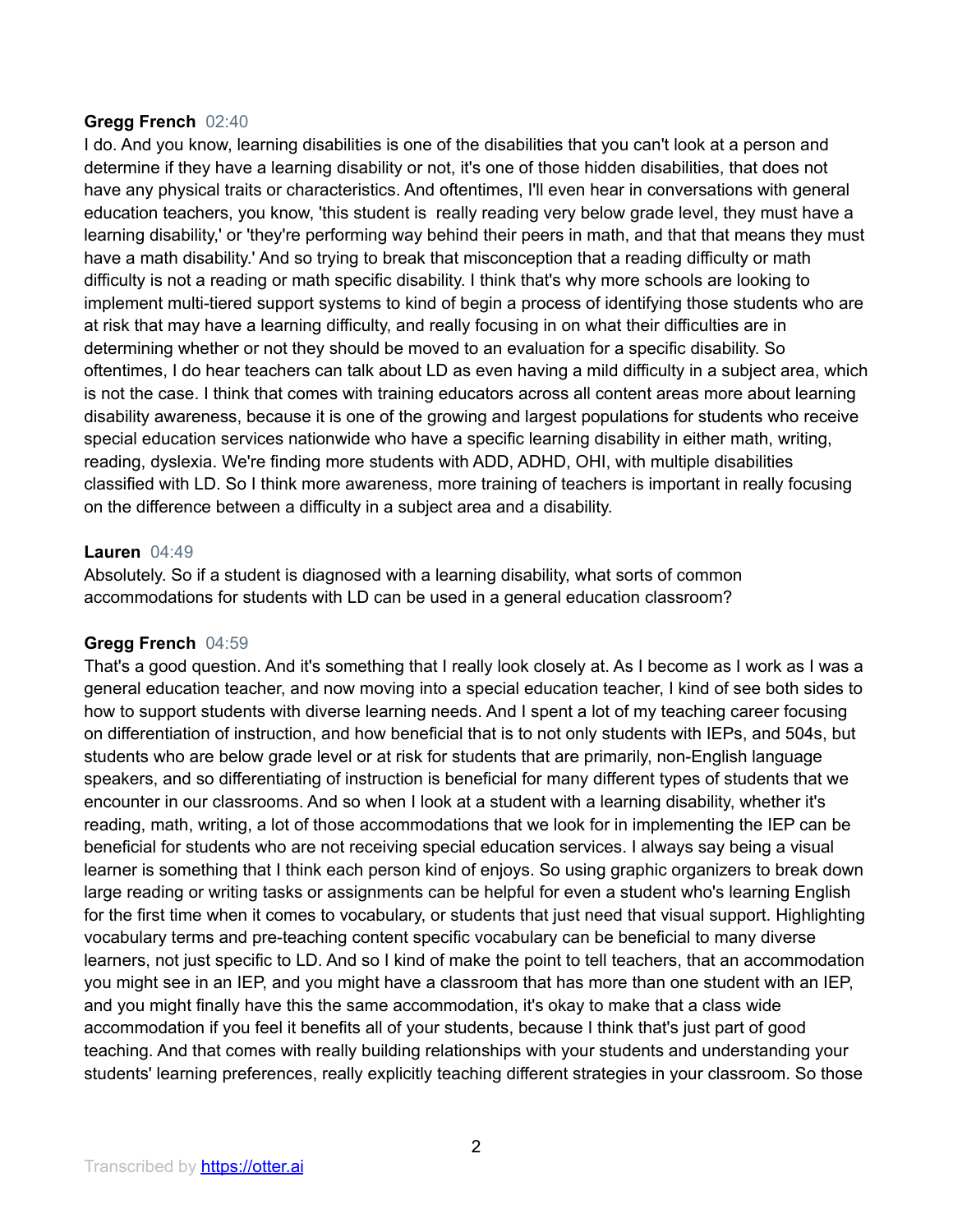**Gregg French** 02:40

I do. And you know, learning disabilities is one of the disabilities that you can't look at a person and determine if they have a learning disability or not, it's one of those hidden disabilities, that does not have any physical traits or characteristics. And oftentimes, I'll even hear in conversations with general education teachers, you know, 'this student is really reading very below grade level, they must have a learning disability,' or 'they're performing way behind their peers in math, and that that means they must have a math disability.' And so trying to break that misconception that a reading difficulty or math difficulty is not a reading or math specific disability. I think that's why more schools are looking to implement multi-tiered support systems to kind of begin a process of identifying those students who are at risk that may have a learning difficulty, and really focusing in on what their difficulties are in determining whether or not they should be moved to an evaluation for a specific disability. So oftentimes, I do hear teachers can talk about LD as even having a mild difficulty in a subject area, which is not the case. I think that comes with training educators across all content areas more about learning disability awareness, because it is one of the growing and largest populations for students who receive special education services nationwide who have a specific learning disability in either math, writing, reading, dyslexia. We're finding more students with ADD, ADHD, OHI, with multiple disabilities classified with LD. So I think more awareness, more training of teachers is important in really focusing on the difference between a difficulty in a subject area and a disability.

**Lauren** 04:49

Absolutely. So if a student is diagnosed with a learning disability, what sorts of common accommodations for students with LD can be used in a general education classroom?

**Gregg French** 04:59

That's a good question. And it's something that I really look closely at. As I become as I work as I was a general education teacher, and now moving into a special education teacher, I kind of see both sides to how to support students with diverse learning needs. And I spent a lot of my teaching career focusing on differentiation of instruction, and how beneficial that is to not only students with IEPs, and 504s, but students who are below grade level or at risk for students that are primarily, non-English language speakers, and so differentiating of instruction is beneficial for many different types of students that we encounter in our classrooms. And so when I look at a student with a learning disability, whether it's reading, math, writing, a lot of those accommodations that we look for in implementing the IEP can be beneficial for students who are not receiving special education services. I always say being a visual learner is something that I think each person kind of enjoys. So using graphic organizers to break down large reading or writing tasks or assignments can be helpful for even a student who's learning English for the first time when it comes to vocabulary, or students that just need that visual support. Highlighting vocabulary terms and pre-teaching content specific vocabulary can be beneficial to many diverse learners, not just specific to LD. And so I kind of make the point to tell teachers, that an accommodation you might see in an IEP, and you might have a classroom that has more than one student with an IEP, and you might finally have this the same accommodation, it's okay to make that a class wide accommodation if you feel it benefits all of your students, because I think that's just part of good teaching. And that comes with really building relationships with your students and understanding your students' learning preferences, really explicitly teaching different strategies in your classroom. So those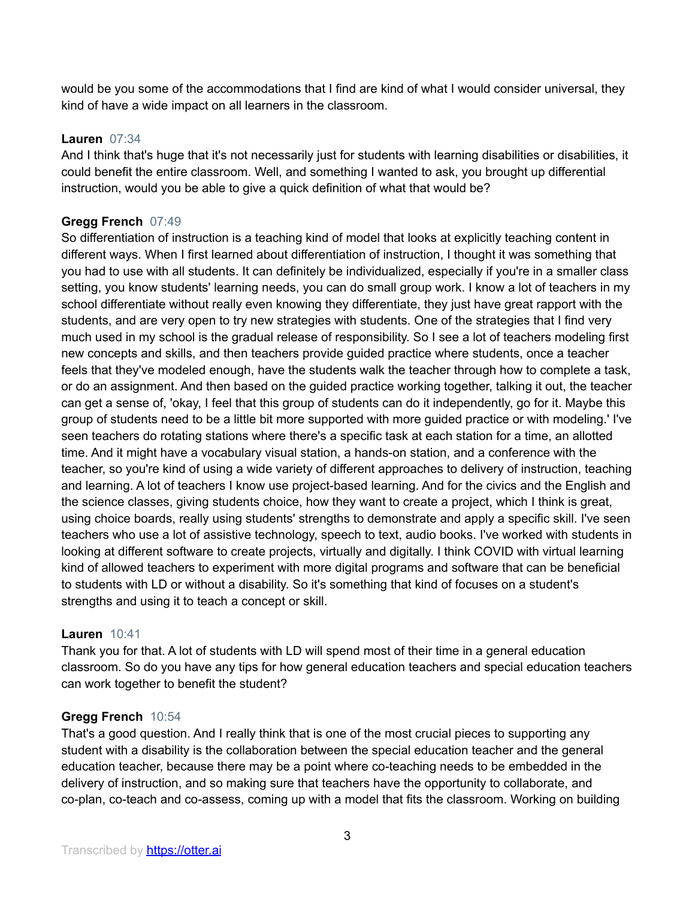would be you some of the accommodations that I find are kind of what I would consider universal, they kind of have a wide impact on all learners in the classroom.

**Lauren** 07:34
And I think that's huge that it's not necessarily just for students with learning disabilities or disabilities, it could benefit the entire classroom. Well, and something I wanted to ask, you brought up differential instruction, would you be able to give a quick definition of what that would be?

**Gregg French** 07:49
So differentiation of instruction is a teaching kind of model that looks at explicitly teaching content in different ways. When I first learned about differentiation of instruction, I thought it was something that you had to use with all students. It can definitely be individualized, especially if you're in a smaller class setting, you know students' learning needs, you can do small group work. I know a lot of teachers in my school differentiate without really even knowing they differentiate, they just have great rapport with the students, and are very open to try new strategies with students. One of the strategies that I find very much used in my school is the gradual release of responsibility. So I see a lot of teachers modeling first new concepts and skills, and then teachers provide guided practice where students, once a teacher feels that they've modeled enough, have the students walk the teacher through how to complete a task, or do an assignment. And then based on the guided practice working together, talking it out, the teacher can get a sense of, 'okay, I feel that this group of students can do it independently, go for it. Maybe this group of students need to be a little bit more supported with more guided practice or with modeling.' I've seen teachers do rotating stations where there's a specific task at each station for a time, an allotted time. And it might have a vocabulary visual station, a hands-on station, and a conference with the teacher, so you're kind of using a wide variety of different approaches to delivery of instruction, teaching and learning. A lot of teachers I know use project-based learning. And for the civics and the English and the science classes, giving students choice, how they want to create a project, which I think is great, using choice boards, really using students' strengths to demonstrate and apply a specific skill. I've seen teachers who use a lot of assistive technology, speech to text, audio books. I've worked with students in looking at different software to create projects, virtually and digitally. I think COVID with virtual learning kind of allowed teachers to experiment with more digital programs and software that can be beneficial to students with LD or without a disability. So it's something that kind of focuses on a student's strengths and using it to teach a concept or skill.

**Lauren** 10:41
Thank you for that. A lot of students with LD will spend most of their time in a general education classroom. So do you have any tips for how general education teachers and special education teachers can work together to benefit the student?

**Gregg French** 10:54
That's a good question. And I really think that is one of the most crucial pieces to supporting any student with a disability is the collaboration between the special education teacher and the general education teacher, because there may be a point where co-teaching needs to be embedded in the delivery of instruction, and so making sure that teachers have the opportunity to collaborate, and co-plan, co-teach and co-assess, coming up with a model that fits the classroom. Working on building

Transcribed by https://otter.ai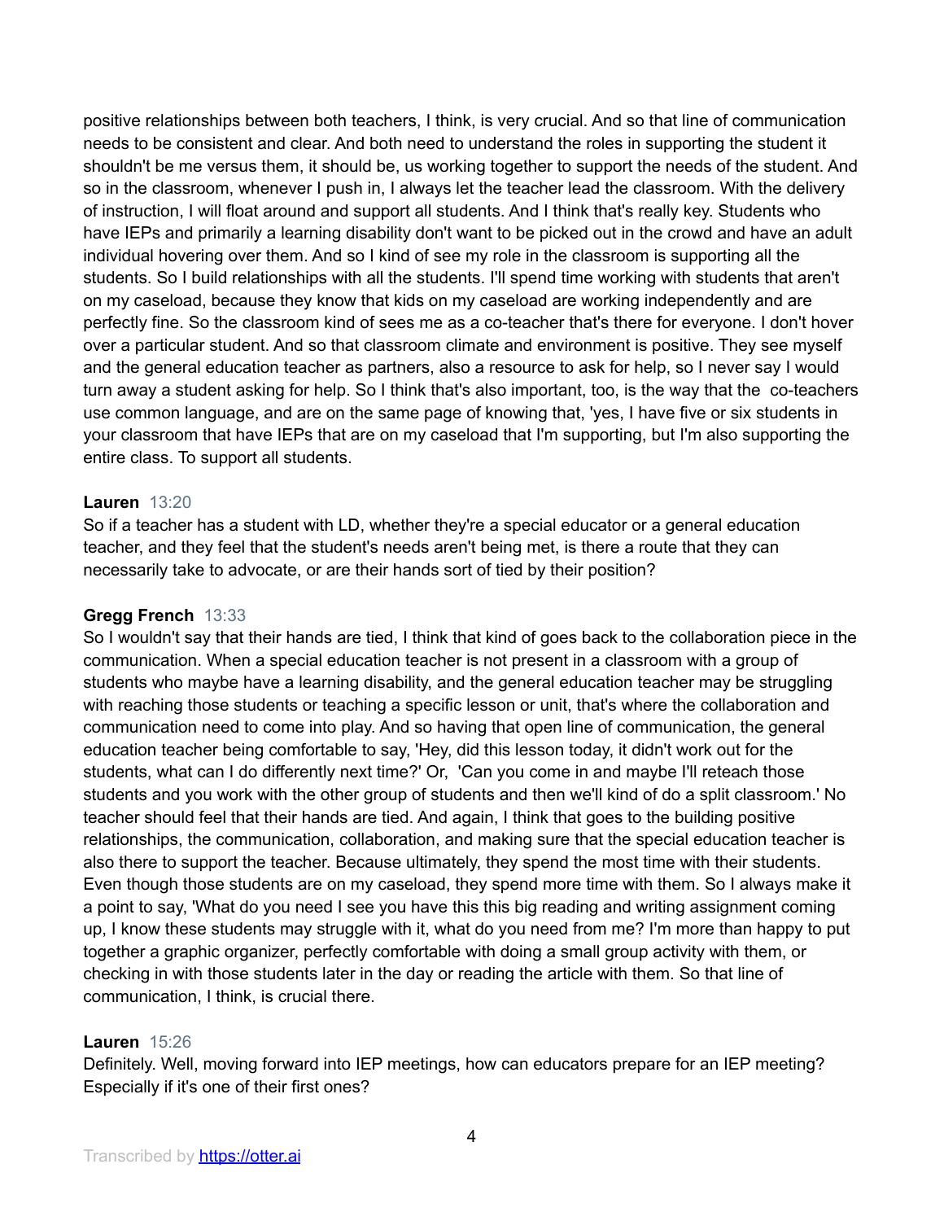positive relationships between both teachers, I think, is very crucial. And so that line of communication needs to be consistent and clear. And both need to understand the roles in supporting the student it shouldn't be me versus them, it should be, us working together to support the needs of the student. And so in the classroom, whenever I push in, I always let the teacher lead the classroom. With the delivery of instruction, I will float around and support all students. And I think that's really key. Students who have IEPs and primarily a learning disability don't want to be picked out in the crowd and have an adult individual hovering over them. And so I kind of see my role in the classroom is supporting all the students. So I build relationships with all the students. I'll spend time working with students that aren't on my caseload, because they know that kids on my caseload are working independently and are perfectly fine. So the classroom kind of sees me as a co-teacher that's there for everyone. I don't hover over a particular student. And so that classroom climate and environment is positive. They see myself and the general education teacher as partners, also a resource to ask for help, so I never say I would turn away a student asking for help. So I think that's also important, too, is the way that the co-teachers use common language, and are on the same page of knowing that, 'yes, I have five or six students in your classroom that have IEPs that are on my caseload that I'm supporting, but I'm also supporting the entire class. To support all students.

**Lauren** 13:20
So if a teacher has a student with LD, whether they're a special educator or a general education teacher, and they feel that the student's needs aren't being met, is there a route that they can necessarily take to advocate, or are their hands sort of tied by their position?

**Gregg French** 13:33
So I wouldn't say that their hands are tied, I think that kind of goes back to the collaboration piece in the communication. When a special education teacher is not present in a classroom with a group of students who maybe have a learning disability, and the general education teacher may be struggling with reaching those students or teaching a specific lesson or unit, that's where the collaboration and communication need to come into play. And so having that open line of communication, the general education teacher being comfortable to say, 'Hey, did this lesson today, it didn't work out for the students, what can I do differently next time?' Or, 'Can you come in and maybe I'll reteach those students and you work with the other group of students and then we'll kind of do a split classroom.' No teacher should feel that their hands are tied. And again, I think that goes to the building positive relationships, the communication, collaboration, and making sure that the special education teacher is also there to support the teacher. Because ultimately, they spend the most time with their students. Even though those students are on my caseload, they spend more time with them. So I always make it a point to say, 'What do you need I see you have this this big reading and writing assignment coming up, I know these students may struggle with it, what do you need from me? I'm more than happy to put together a graphic organizer, perfectly comfortable with doing a small group activity with them, or checking in with those students later in the day or reading the article with them. So that line of communication, I think, is crucial there.

**Lauren** 15:26
Definitely. Well, moving forward into IEP meetings, how can educators prepare for an IEP meeting? Especially if it's one of their first ones?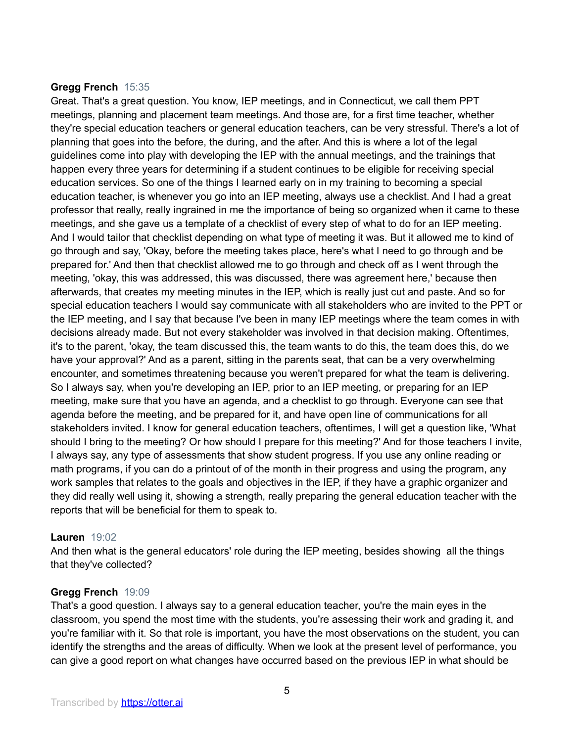**Gregg French** 15:35
Great. That's a great question. You know, IEP meetings, and in Connecticut, we call them PPT meetings, planning and placement team meetings. And those are, for a first time teacher, whether they're special education teachers or general education teachers, can be very stressful. There's a lot of planning that goes into the before, the during, and the after. And this is where a lot of the legal guidelines come into play with developing the IEP with the annual meetings, and the trainings that happen every three years for determining if a student continues to be eligible for receiving special education services. So one of the things I learned early on in my training to becoming a special education teacher, is whenever you go into an IEP meeting, always use a checklist. And I had a great professor that really, really ingrained in me the importance of being so organized when it came to these meetings, and she gave us a template of a checklist of every step of what to do for an IEP meeting. And I would tailor that checklist depending on what type of meeting it was. But it allowed me to kind of go through and say, 'Okay, before the meeting takes place, here's what I need to go through and be prepared for.' And then that checklist allowed me to go through and check off as I went through the meeting, 'okay, this was addressed, this was discussed, there was agreement here,' because then afterwards, that creates my meeting minutes in the IEP, which is really just cut and paste. And so for special education teachers I would say communicate with all stakeholders who are invited to the PPT or the IEP meeting, and I say that because I've been in many IEP meetings where the team comes in with decisions already made. But not every stakeholder was involved in that decision making. Oftentimes, it's to the parent, 'okay, the team discussed this, the team wants to do this, the team does this, do we have your approval?' And as a parent, sitting in the parents seat, that can be a very overwhelming encounter, and sometimes threatening because you weren't prepared for what the team is delivering. So I always say, when you're developing an IEP, prior to an IEP meeting, or preparing for an IEP meeting, make sure that you have an agenda, and a checklist to go through. Everyone can see that agenda before the meeting, and be prepared for it, and have open line of communications for all stakeholders invited. I know for general education teachers, oftentimes, I will get a question like, 'What should I bring to the meeting? Or how should I prepare for this meeting?' And for those teachers I invite, I always say, any type of assessments that show student progress. If you use any online reading or math programs, if you can do a printout of of the month in their progress and using the program, any work samples that relates to the goals and objectives in the IEP, if they have a graphic organizer and they did really well using it, showing a strength, really preparing the general education teacher with the reports that will be beneficial for them to speak to.

**Lauren** 19:02
And then what is the general educators' role during the IEP meeting, besides showing all the things that they've collected?

**Gregg French** 19:09
That's a good question. I always say to a general education teacher, you're the main eyes in the classroom, you spend the most time with the students, you're assessing their work and grading it, and you're familiar with it. So that role is important, you have the most observations on the student, you can identify the strengths and the areas of difficulty. When we look at the present level of performance, you can give a good report on what changes have occurred based on the previous IEP in what should be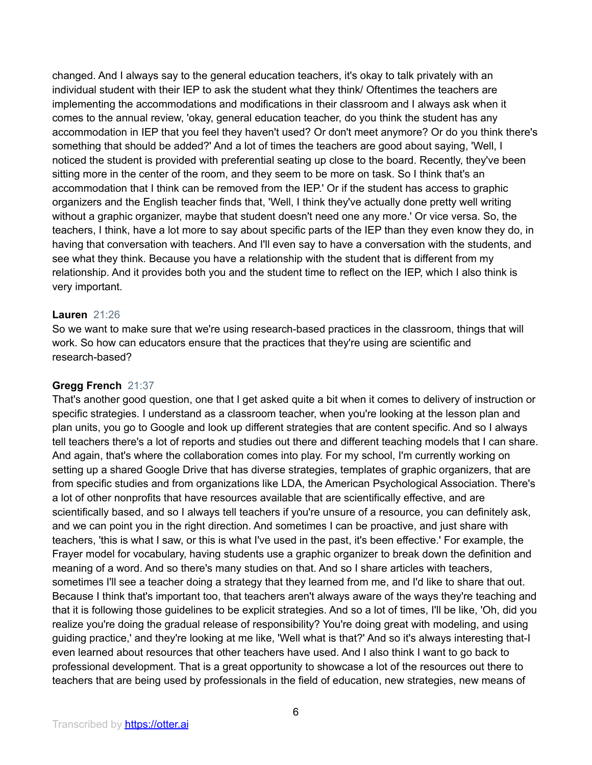changed. And I always say to the general education teachers, it's okay to talk privately with an individual student with their IEP to ask the student what they think/ Oftentimes the teachers are implementing the accommodations and modifications in their classroom and I always ask when it comes to the annual review, 'okay, general education teacher, do you think the student has any accommodation in IEP that you feel they haven't used? Or don't meet anymore? Or do you think there's something that should be added?' And a lot of times the teachers are good about saying, 'Well, I noticed the student is provided with preferential seating up close to the board. Recently, they've been sitting more in the center of the room, and they seem to be more on task. So I think that's an accommodation that I think can be removed from the IEP.' Or if the student has access to graphic organizers and the English teacher finds that, 'Well, I think they've actually done pretty well writing without a graphic organizer, maybe that student doesn't need one any more.' Or vice versa. So, the teachers, I think, have a lot more to say about specific parts of the IEP than they even know they do, in having that conversation with teachers. And I'll even say to have a conversation with the students, and see what they think. Because you have a relationship with the student that is different from my relationship. And it provides both you and the student time to reflect on the IEP, which I also think is very important.

**Lauren** 21:26
So we want to make sure that we're using research-based practices in the classroom, things that will work. So how can educators ensure that the practices that they're using are scientific and research-based?

**Gregg French** 21:37
That's another good question, one that I get asked quite a bit when it comes to delivery of instruction or specific strategies. I understand as a classroom teacher, when you're looking at the lesson plan and plan units, you go to Google and look up different strategies that are content specific. And so I always tell teachers there's a lot of reports and studies out there and different teaching models that I can share. And again, that's where the collaboration comes into play. For my school, I'm currently working on setting up a shared Google Drive that has diverse strategies, templates of graphic organizers, that are from specific studies and from organizations like LDA, the American Psychological Association. There's a lot of other nonprofits that have resources available that are scientifically effective, and are scientifically based, and so I always tell teachers if you're unsure of a resource, you can definitely ask, and we can point you in the right direction. And sometimes I can be proactive, and just share with teachers, 'this is what I saw, or this is what I've used in the past, it's been effective.' For example, the Frayer model for vocabulary, having students use a graphic organizer to break down the definition and meaning of a word. And so there's many studies on that. And so I share articles with teachers, sometimes I'll see a teacher doing a strategy that they learned from me, and I'd like to share that out. Because I think that's important too, that teachers aren't always aware of the ways they're teaching and that it is following those guidelines to be explicit strategies. And so a lot of times, I'll be like, 'Oh, did you realize you're doing the gradual release of responsibility? You're doing great with modeling, and using guiding practice,' and they're looking at me like, 'Well what is that?' And so it's always interesting that-I even learned about resources that other teachers have used. And I also think I want to go back to professional development. That is a great opportunity to showcase a lot of the resources out there to teachers that are being used by professionals in the field of education, new strategies, new means of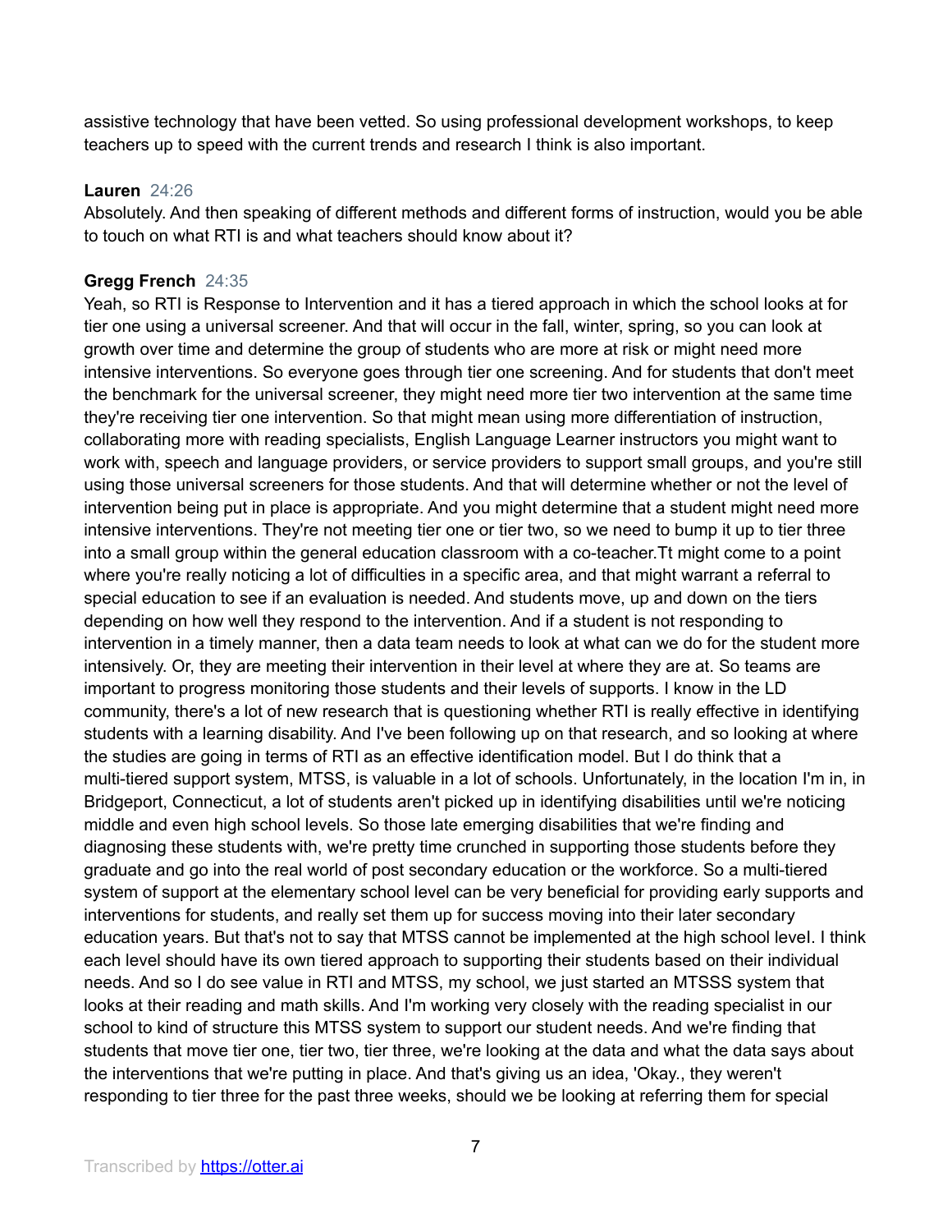assistive technology that have been vetted. So using professional development workshops, to keep teachers up to speed with the current trends and research I think is also important.

**Lauren** 24:26
Absolutely. And then speaking of different methods and different forms of instruction, would you be able to touch on what RTI is and what teachers should know about it?

**Gregg French** 24:35
Yeah, so RTI is Response to Intervention and it has a tiered approach in which the school looks at for tier one using a universal screener. And that will occur in the fall, winter, spring, so you can look at growth over time and determine the group of students who are more at risk or might need more intensive interventions. So everyone goes through tier one screening. And for students that don't meet the benchmark for the universal screener, they might need more tier two intervention at the same time they're receiving tier one intervention. So that might mean using more differentiation of instruction, collaborating more with reading specialists, English Language Learner instructors you might want to work with, speech and language providers, or service providers to support small groups, and you're still using those universal screeners for those students. And that will determine whether or not the level of intervention being put in place is appropriate. And you might determine that a student might need more intensive interventions. They're not meeting tier one or tier two, so we need to bump it up to tier three into a small group within the general education classroom with a co-teacher.Tt might come to a point where you're really noticing a lot of difficulties in a specific area, and that might warrant a referral to special education to see if an evaluation is needed. And students move, up and down on the tiers depending on how well they respond to the intervention. And if a student is not responding to intervention in a timely manner, then a data team needs to look at what can we do for the student more intensively. Or, they are meeting their intervention in their level at where they are at. So teams are important to progress monitoring those students and their levels of supports. I know in the LD community, there's a lot of new research that is questioning whether RTI is really effective in identifying students with a learning disability. And I've been following up on that research, and so looking at where the studies are going in terms of RTI as an effective identification model. But I do think that a multi-tiered support system, MTSS, is valuable in a lot of schools. Unfortunately, in the location I'm in, in Bridgeport, Connecticut, a lot of students aren't picked up in identifying disabilities until we're noticing middle and even high school levels. So those late emerging disabilities that we're finding and diagnosing these students with, we're pretty time crunched in supporting those students before they graduate and go into the real world of post secondary education or the workforce. So a multi-tiered system of support at the elementary school level can be very beneficial for providing early supports and interventions for students, and really set them up for success moving into their later secondary education years. But that's not to say that MTSS cannot be implemented at the high school level. I think each level should have its own tiered approach to supporting their students based on their individual needs. And so I do see value in RTI and MTSS, my school, we just started an MTSSS system that looks at their reading and math skills. And I'm working very closely with the reading specialist in our school to kind of structure this MTSS system to support our student needs. And we're finding that students that move tier one, tier two, tier three, we're looking at the data and what the data says about the interventions that we're putting in place. And that's giving us an idea, 'Okay., they weren't responding to tier three for the past three weeks, should we be looking at referring them for special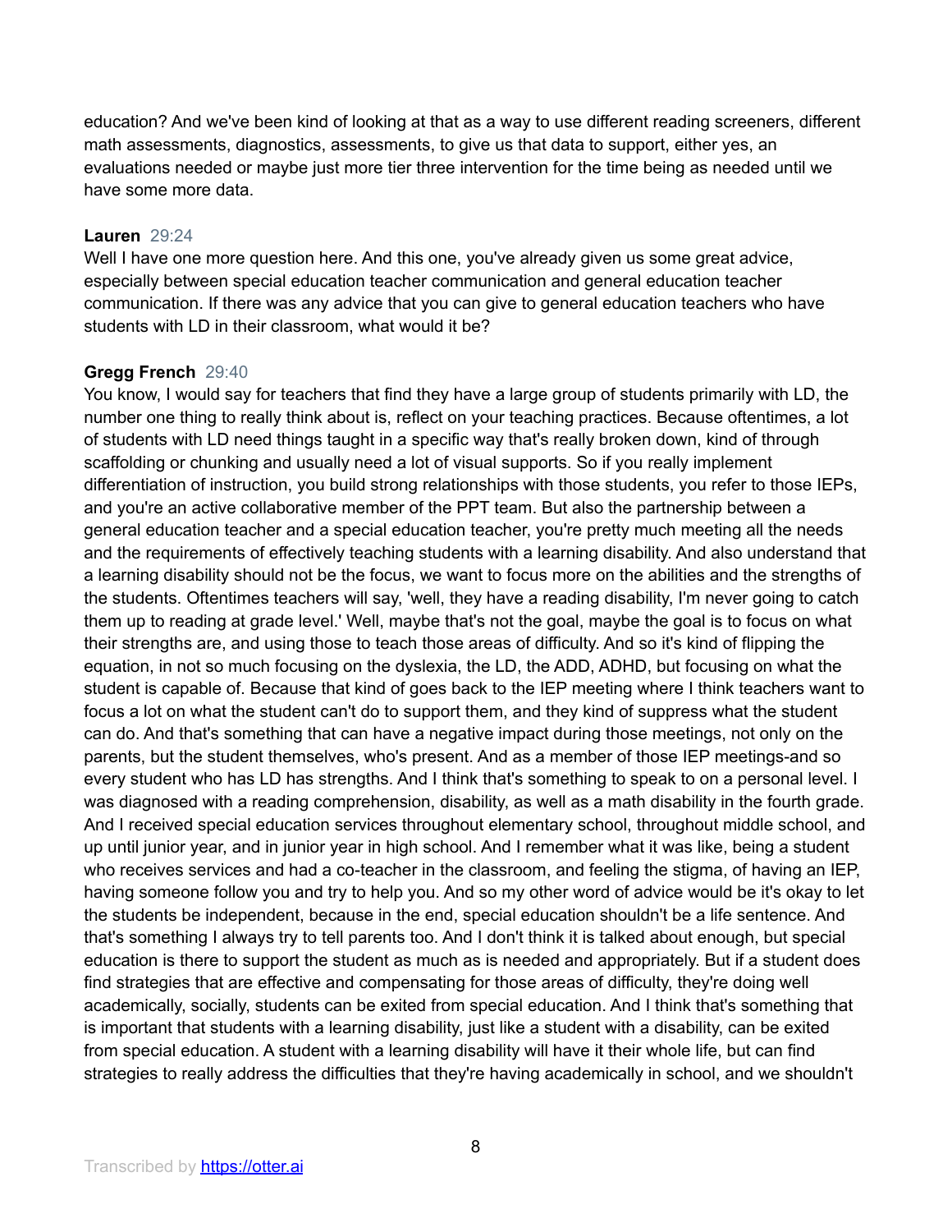education? And we've been kind of looking at that as a way to use different reading screeners, different math assessments, diagnostics, assessments, to give us that data to support, either yes, an evaluations needed or maybe just more tier three intervention for the time being as needed until we have some more data.

**Lauren** 29:24
Well I have one more question here. And this one, you've already given us some great advice, especially between special education teacher communication and general education teacher communication. If there was any advice that you can give to general education teachers who have students with LD in their classroom, what would it be?

**Gregg French** 29:40
You know, I would say for teachers that find they have a large group of students primarily with LD, the number one thing to really think about is, reflect on your teaching practices. Because oftentimes, a lot of students with LD need things taught in a specific way that's really broken down, kind of through scaffolding or chunking and usually need a lot of visual supports. So if you really implement differentiation of instruction, you build strong relationships with those students, you refer to those IEPs, and you're an active collaborative member of the PPT team. But also the partnership between a general education teacher and a special education teacher, you're pretty much meeting all the needs and the requirements of effectively teaching students with a learning disability. And also understand that a learning disability should not be the focus, we want to focus more on the abilities and the strengths of the students. Oftentimes teachers will say, 'well, they have a reading disability, I'm never going to catch them up to reading at grade level.' Well, maybe that's not the goal, maybe the goal is to focus on what their strengths are, and using those to teach those areas of difficulty. And so it's kind of flipping the equation, in not so much focusing on the dyslexia, the LD, the ADD, ADHD, but focusing on what the student is capable of. Because that kind of goes back to the IEP meeting where I think teachers want to focus a lot on what the student can't do to support them, and they kind of suppress what the student can do. And that's something that can have a negative impact during those meetings, not only on the parents, but the student themselves, who's present. And as a member of those IEP meetings-and so every student who has LD has strengths. And I think that's something to speak to on a personal level. I was diagnosed with a reading comprehension, disability, as well as a math disability in the fourth grade. And I received special education services throughout elementary school, throughout middle school, and up until junior year, and in junior year in high school. And I remember what it was like, being a student who receives services and had a co-teacher in the classroom, and feeling the stigma, of having an IEP, having someone follow you and try to help you. And so my other word of advice would be it's okay to let the students be independent, because in the end, special education shouldn't be a life sentence. And that's something I always try to tell parents too. And I don't think it is talked about enough, but special education is there to support the student as much as is needed and appropriately. But if a student does find strategies that are effective and compensating for those areas of difficulty, they're doing well academically, socially, students can be exited from special education. And I think that's something that is important that students with a learning disability, just like a student with a disability, can be exited from special education. A student with a learning disability will have it their whole life, but can find strategies to really address the difficulties that they're having academically in school, and we shouldn't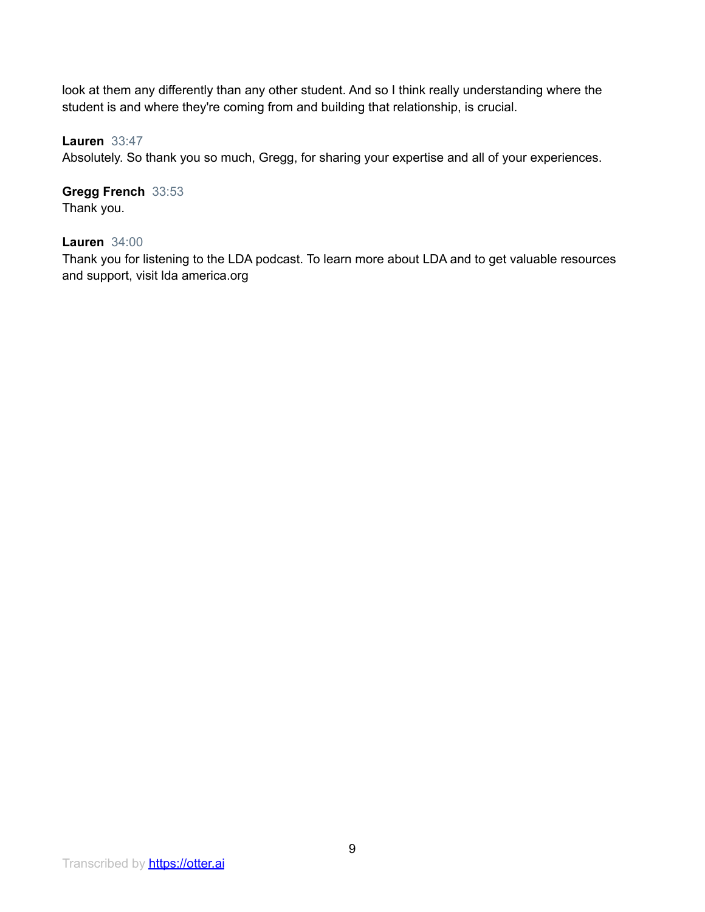look at them any differently than any other student. And so I think really understanding where the student is and where they're coming from and building that relationship, is crucial.

**Lauren** 33:47
Absolutely. So thank you so much, Gregg, for sharing your expertise and all of your experiences.

**Gregg French** 33:53
Thank you.

**Lauren** 34:00
Thank you for listening to the LDA podcast. To learn more about LDA and to get valuable resources and support, visit lda america.org

Transcribed by https://otter.ai